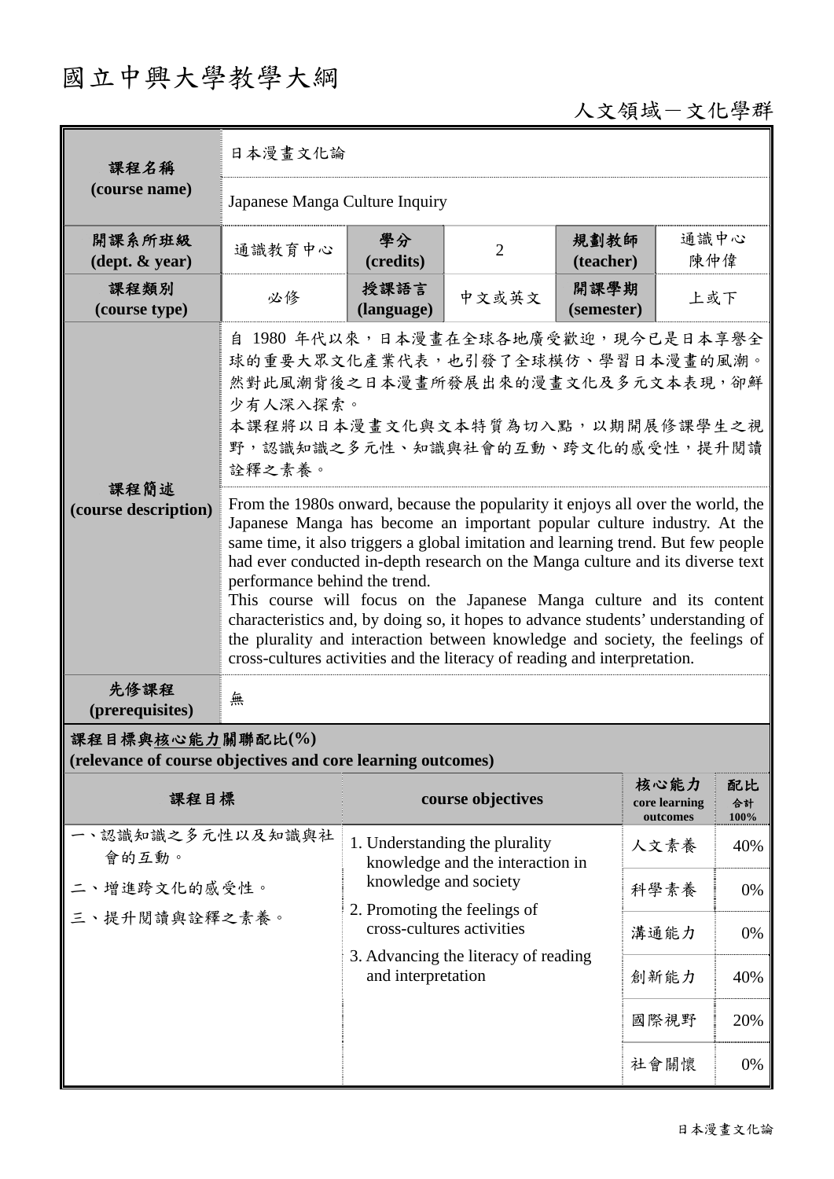# 國立中興大學教學大綱

人文領域－文化學群

| 課程名稱 (course name) | 日本漫畫文化論 | | | | |
|---|---|---|---|---|---|
| | Japanese Manga Culture Inquiry | | | | |
| 開課系所班級 (dept. & year) | 通識教育中心 | 學分 (credits) | 2 | 規劃教師 (teacher) | 通識中心 陳仲偉 |
| 課程類別 (course type) | 必修 | 授課語言 (language) | 中文或英文 | 開課學期 (semester) | 上或下 |
| 課程簡述 (course description) | 自 1980 年代以來，日本漫畫在全球各地廣受歡迎，現今已是日本享譽全球的重要大眾文化產業代表，也引發了全球模仿、學習日本漫畫的風潮。然對此風潮背後之日本漫畫所發展出來的漫畫文化及多元文本表現，卻鮮少有人深入探索。<br>本課程將以日本漫畫文化與文本特質為切入點，以期開展修課學生之視野，認識知識之多元性、知識與社會的互動、跨文化的感受性，提升閱讀詮釋之素養。 | | | | |
| | From the 1980s onward, because the popularity it enjoys all over the world, the Japanese Manga has become an important popular culture industry. At the same time, it also triggers a global imitation and learning trend. But few people had ever conducted in-depth research on the Manga culture and its diverse text performance behind the trend.<br>This course will focus on the Japanese Manga culture and its content characteristics and, by doing so, it hopes to advance students' understanding of the plurality and interaction between knowledge and society, the feelings of cross-cultures activities and the literacy of reading and interpretation. | | | | |
| 先修課程 (prerequisites) | 無 | | | | |

**課程目標與核心能力關聯配比(%) (relevance of course objectives and core learning outcomes)**

| 課程目標 | course objectives | 核心能力 core learning outcomes | 配比 合計 100% |
|---|---|---|---|
| 一、認識知識之多元性以及知識與社會的互動。<br>二、增進跨文化的感受性。<br>三、提升閱讀與詮釋之素養。 | 1. Understanding the plurality knowledge and the interaction in knowledge and society<br>2. Promoting the feelings of cross-cultures activities<br>3. Advancing the literacy of reading and interpretation | 人文素養 | 40% |
| | | 科學素養 | 0% |
| | | 溝通能力 | 0% |
| | | 創新能力 | 40% |
| | | 國際視野 | 20% |
| | | 社會關懷 | 0% |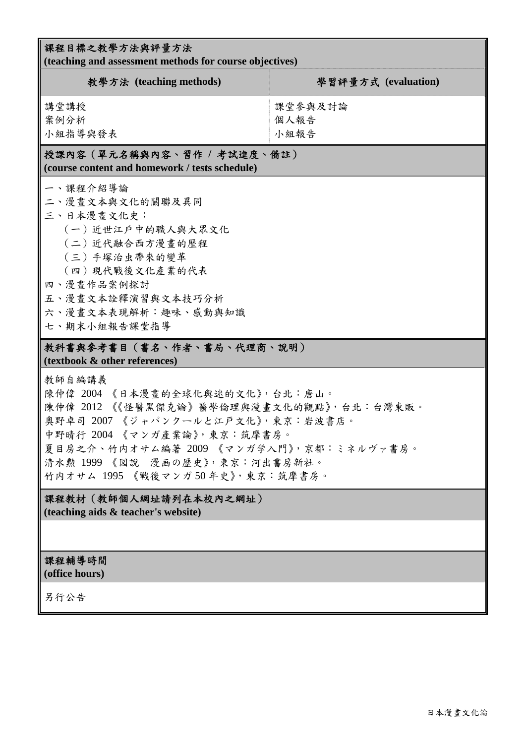## 課程目標之教學方法與評量方法
**(teaching and assessment methods for course objectives)**

| 教學方法 (teaching methods) | 學習評量方式 (evaluation) |
| --- | --- |
| 講堂講授<br>案例分析<br>小組指導與發表 | 課堂參與及討論<br>個人報告<br>小組報告 |

## 授課內容（單元名稱與內容、習作 / 考試進度、備註）
**(course content and homework / tests schedule)**

一、課程介紹導論
二、漫畫文本與文化的關聯及異同
三、日本漫畫文化史：
（一）近世江戶中的職人與大眾文化
（二）近代融合西方漫畫的歷程
（三）手塚治虫帶來的變革
（四）現代戰後文化產業的代表
四、漫畫作品案例探討
五、漫畫文本詮釋演習與文本技巧分析
六、漫畫文本表現解析：趣味、感動與知識
七、期末小組報告課堂指導

## 教科書與參考書目（書名、作者、書局、代理商、說明）
**(textbook & other references)**

教師自編講義
陳仲偉 2004 《日本漫畫的全球化與迷的文化》，台北：唐山。
陳仲偉 2012 《《怪醫黑傑克論》醫學倫理與漫畫文化的觀點》，台北：台灣東販。
奧野卓司 2007 《ジャパンクールと江戸文化》，東京：岩波書店。
中野晴行 2004 《マンガ產業論》，東京：筑摩書房。
夏目房之介、竹內オサム編著 2009 《マンガ学入門》，京都：ミネルヴァ書房。
清水勲 1999 《図說　漫画の歴史》，東京：河出書房新社。
竹內オサム 1995 《戦後マンガ 50 年史》，東京：筑摩書房。

## 課程教材（教師個人網址請列在本校內之網址）
**(teaching aids & teacher's website)**

## 課程輔導時間
**(office hours)**

另行公告